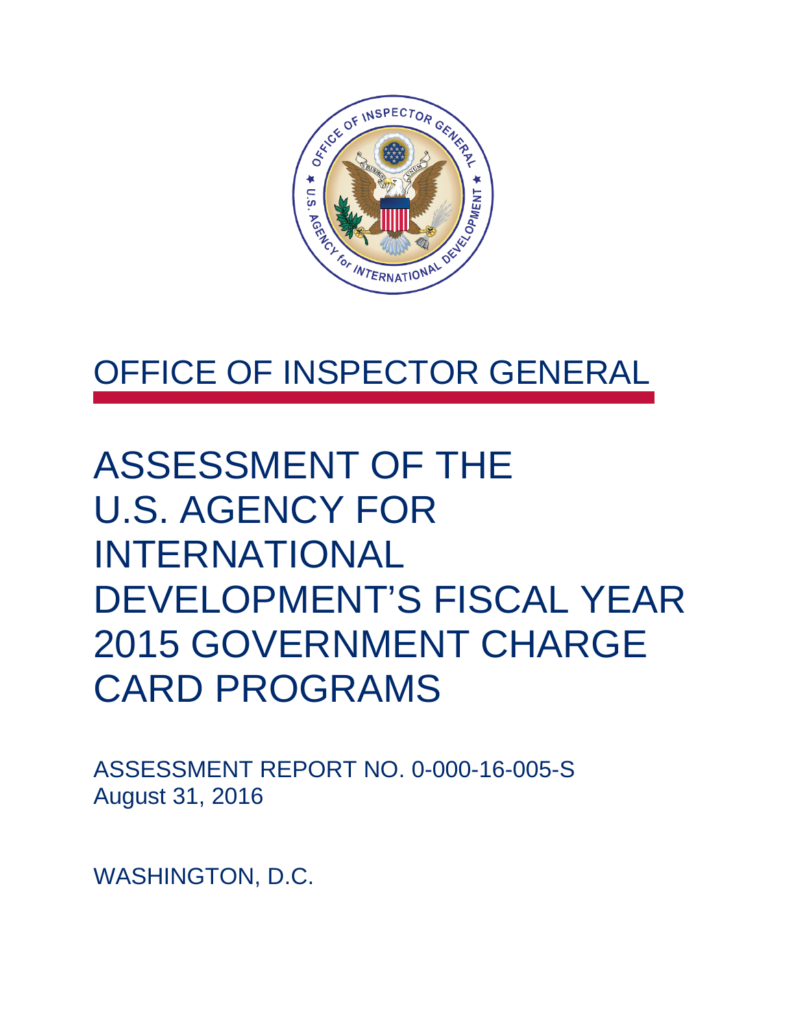# OFFICE OF INSPECTOR GENERAL

# ASSESSMENT OF THE U.S. AGENCY FOR INTERNATIONAL DEVELOPMENT'S FISCAL YEAR 2015 GOVERNMENT CHARGE CARD PROGRAMS

ASSESSMENT REPORT NO. 0-000-16-005-S
August 31, 2016

WASHINGTON, D.C.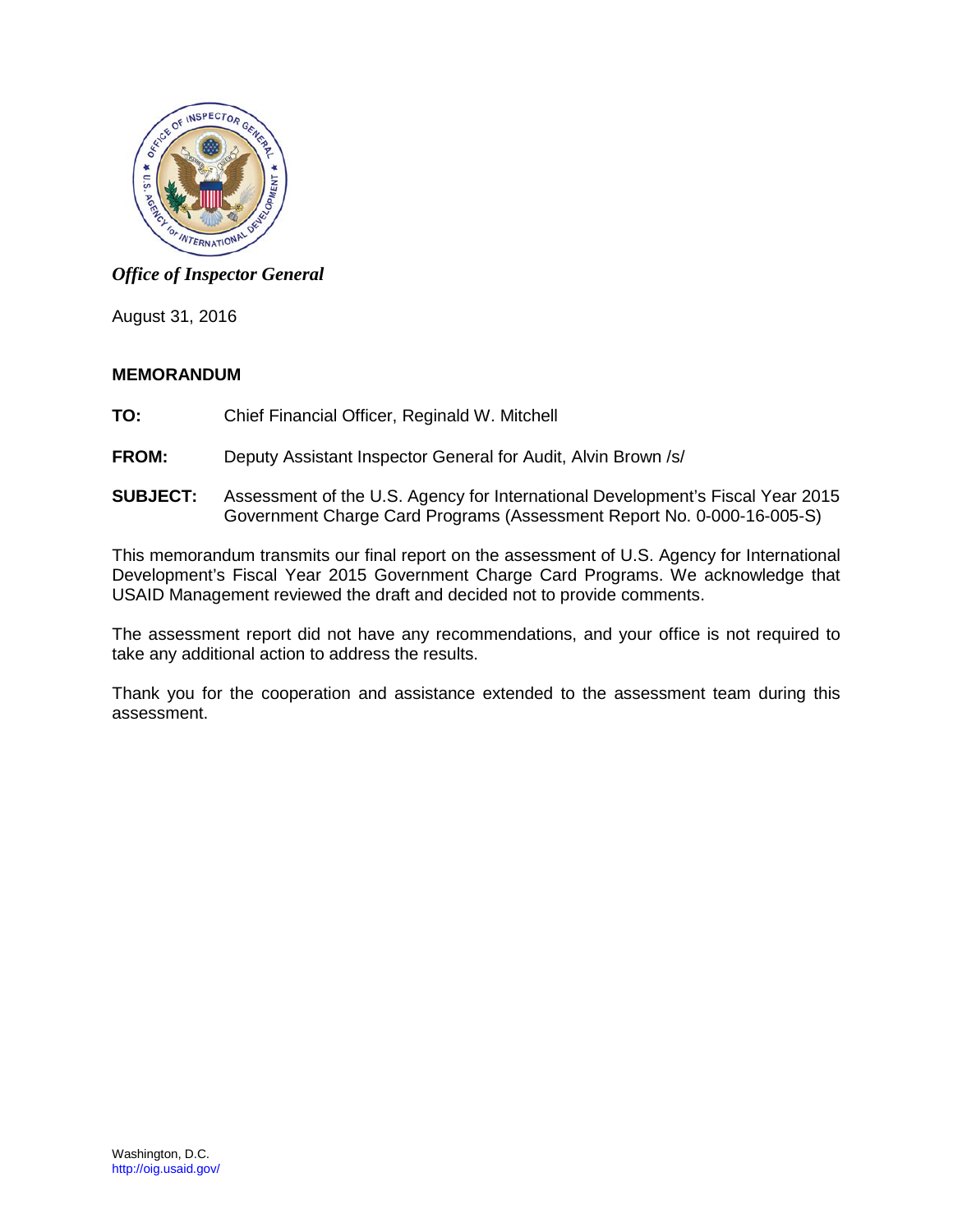*Office of Inspector General*

August 31, 2016

**MEMORANDUM**

**TO:** Chief Financial Officer, Reginald W. Mitchell

**FROM:** Deputy Assistant Inspector General for Audit, Alvin Brown /s/

**SUBJECT:** Assessment of the U.S. Agency for International Development's Fiscal Year 2015 Government Charge Card Programs (Assessment Report No. 0-000-16-005-S)

This memorandum transmits our final report on the assessment of U.S. Agency for International Development's Fiscal Year 2015 Government Charge Card Programs. We acknowledge that USAID Management reviewed the draft and decided not to provide comments.

The assessment report did not have any recommendations, and your office is not required to take any additional action to address the results.

Thank you for the cooperation and assistance extended to the assessment team during this assessment.

Washington, D.C.
http://oig.usaid.gov/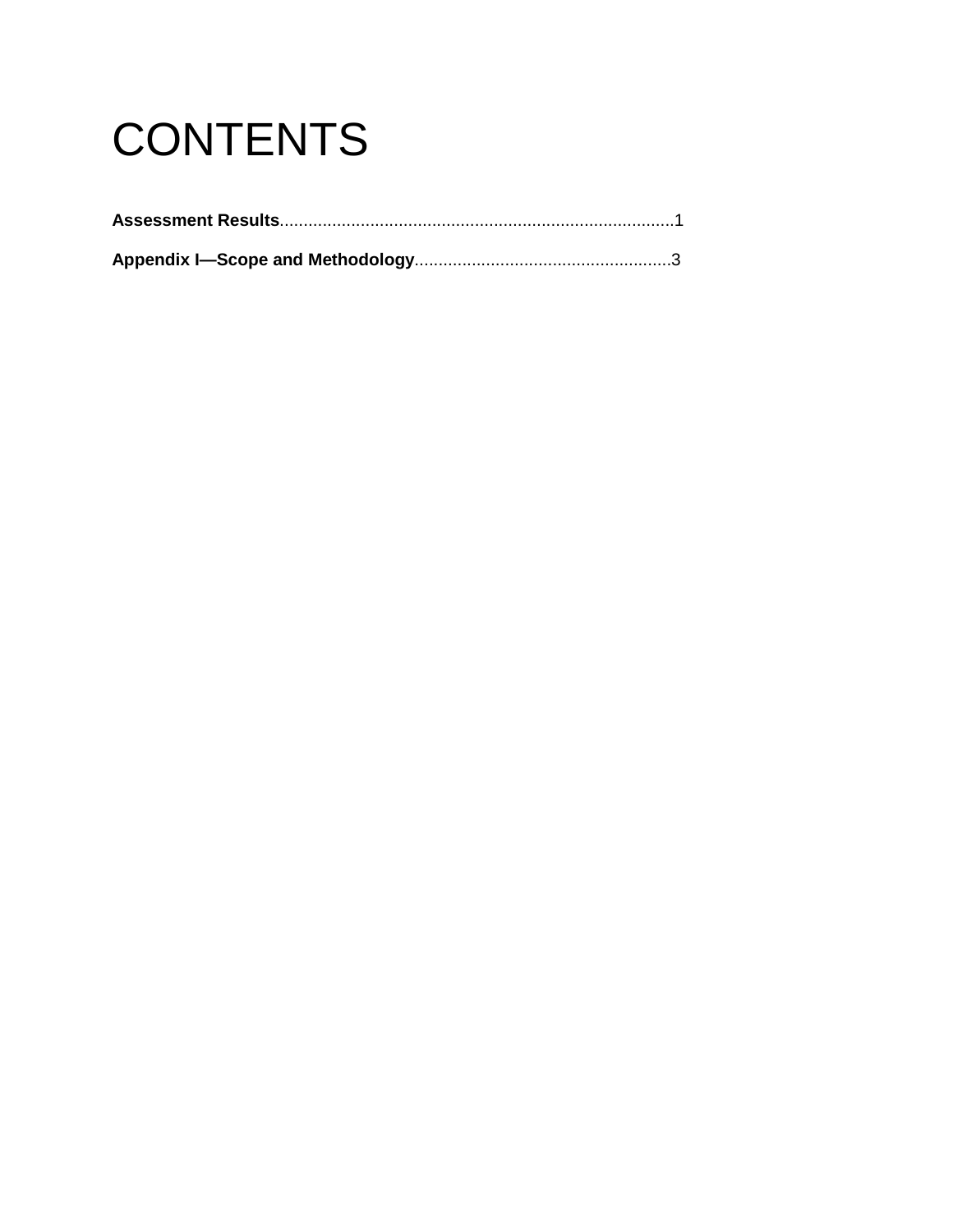# CONTENTS

**Assessment Results**..................................................................................1

**Appendix I—Scope and Methodology**......................................................3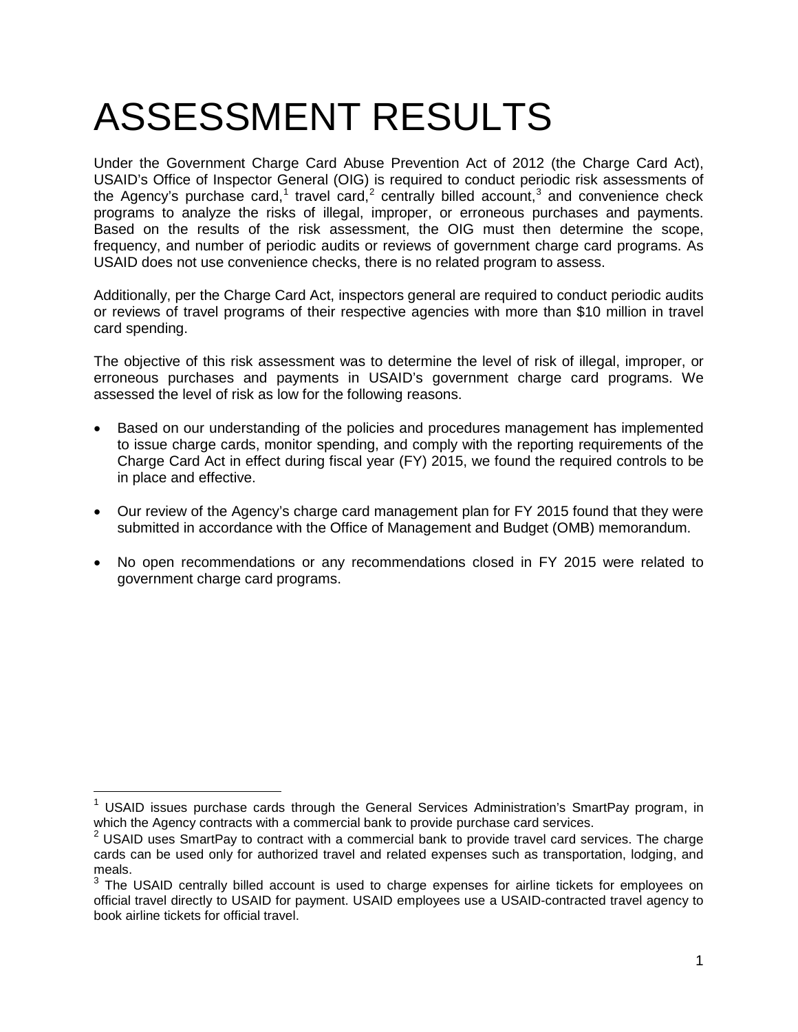# ASSESSMENT RESULTS

Under the Government Charge Card Abuse Prevention Act of 2012 (the Charge Card Act), USAID's Office of Inspector General (OIG) is required to conduct periodic risk assessments of the Agency's purchase card,[1] travel card,[2] centrally billed account,[3] and convenience check programs to analyze the risks of illegal, improper, or erroneous purchases and payments. Based on the results of the risk assessment, the OIG must then determine the scope, frequency, and number of periodic audits or reviews of government charge card programs. As USAID does not use convenience checks, there is no related program to assess.

Additionally, per the Charge Card Act, inspectors general are required to conduct periodic audits or reviews of travel programs of their respective agencies with more than $10 million in travel card spending.

The objective of this risk assessment was to determine the level of risk of illegal, improper, or erroneous purchases and payments in USAID's government charge card programs. We assessed the level of risk as low for the following reasons.

- Based on our understanding of the policies and procedures management has implemented to issue charge cards, monitor spending, and comply with the reporting requirements of the Charge Card Act in effect during fiscal year (FY) 2015, we found the required controls to be in place and effective.
- Our review of the Agency's charge card management plan for FY 2015 found that they were submitted in accordance with the Office of Management and Budget (OMB) memorandum.
- No open recommendations or any recommendations closed in FY 2015 were related to government charge card programs.

---

[1] USAID issues purchase cards through the General Services Administration's SmartPay program, in which the Agency contracts with a commercial bank to provide purchase card services.

[2] USAID uses SmartPay to contract with a commercial bank to provide travel card services. The charge cards can be used only for authorized travel and related expenses such as transportation, lodging, and meals.

[3] The USAID centrally billed account is used to charge expenses for airline tickets for employees on official travel directly to USAID for payment. USAID employees use a USAID-contracted travel agency to book airline tickets for official travel.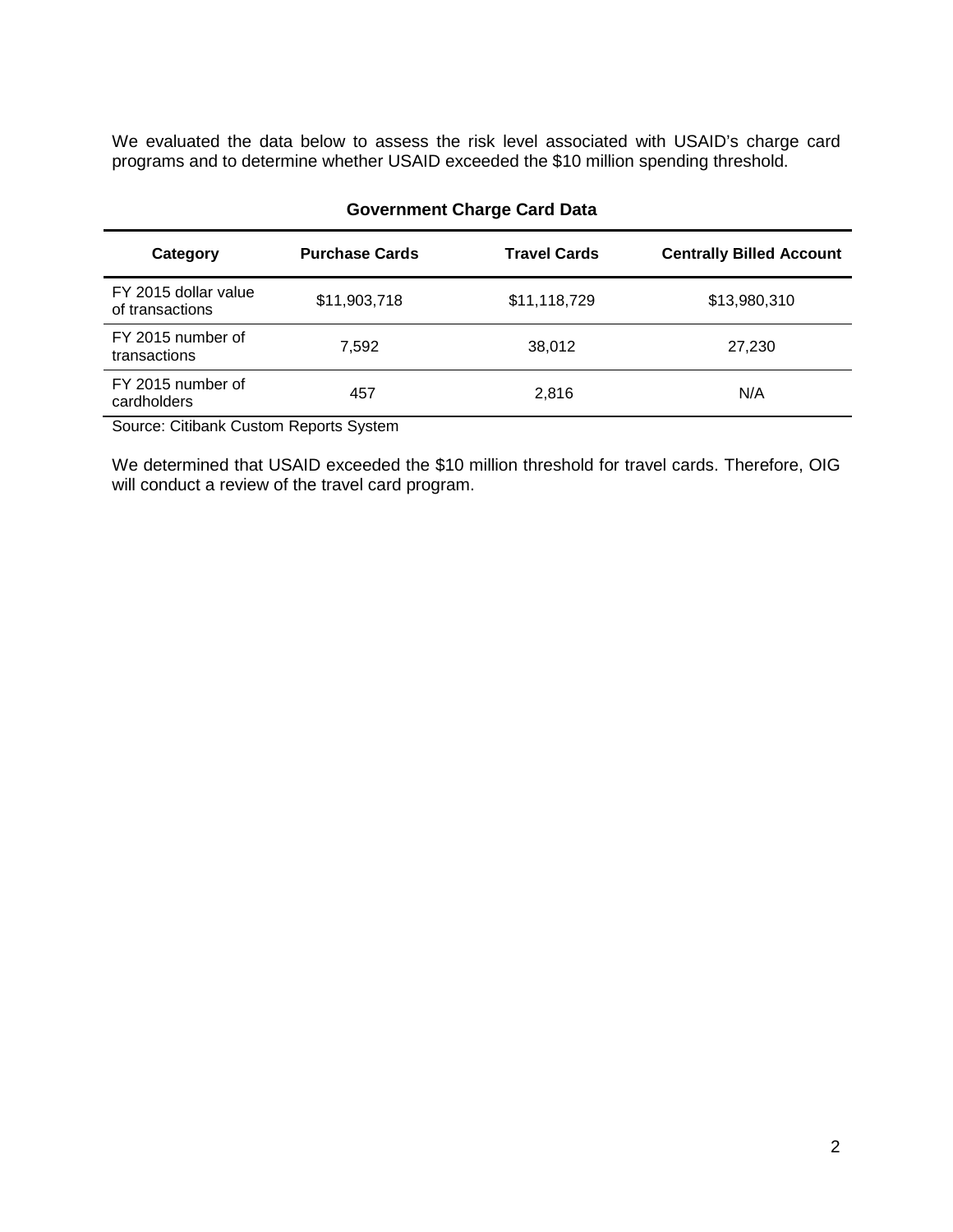We evaluated the data below to assess the risk level associated with USAID's charge card programs and to determine whether USAID exceeded the $10 million spending threshold.

**Government Charge Card Data**

| Category | Purchase Cards | Travel Cards | Centrally Billed Account |
|---|---|---|---|
| FY 2015 dollar value of transactions | $11,903,718 | $11,118,729 | $13,980,310 |
| FY 2015 number of transactions | 7,592 | 38,012 | 27,230 |
| FY 2015 number of cardholders | 457 | 2,816 | N/A |

Source: Citibank Custom Reports System

We determined that USAID exceeded the $10 million threshold for travel cards. Therefore, OIG will conduct a review of the travel card program.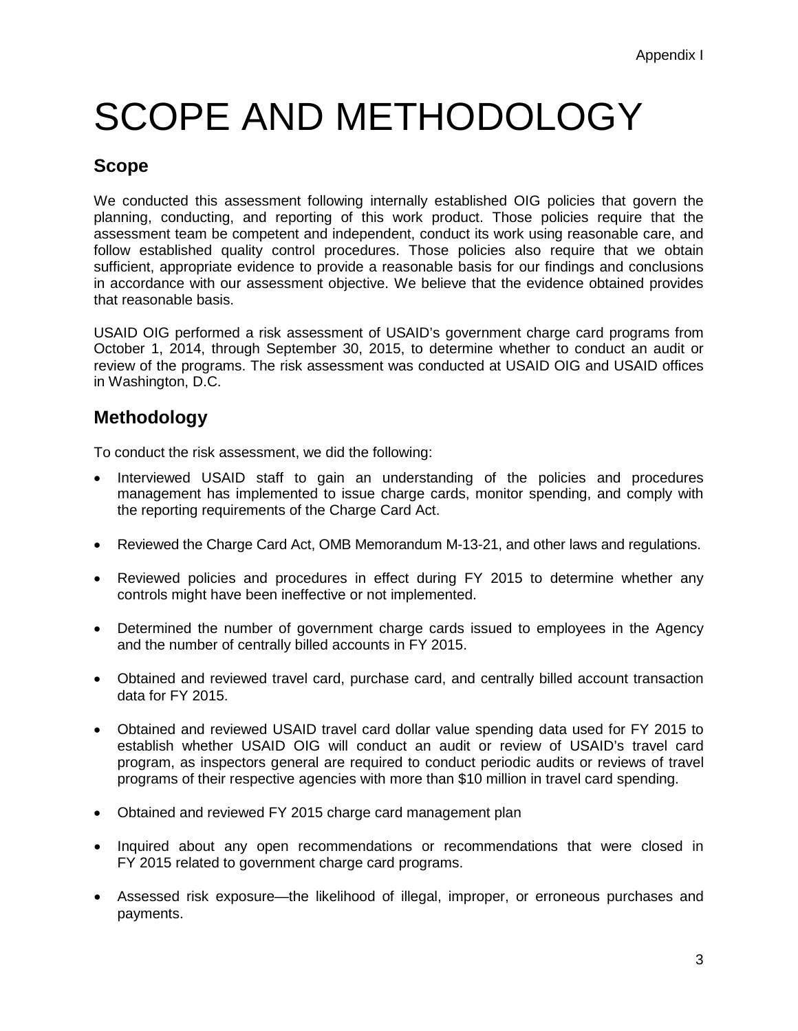Appendix I

# SCOPE AND METHODOLOGY

## Scope

We conducted this assessment following internally established OIG policies that govern the planning, conducting, and reporting of this work product. Those policies require that the assessment team be competent and independent, conduct its work using reasonable care, and follow established quality control procedures. Those policies also require that we obtain sufficient, appropriate evidence to provide a reasonable basis for our findings and conclusions in accordance with our assessment objective. We believe that the evidence obtained provides that reasonable basis.

USAID OIG performed a risk assessment of USAID's government charge card programs from October 1, 2014, through September 30, 2015, to determine whether to conduct an audit or review of the programs. The risk assessment was conducted at USAID OIG and USAID offices in Washington, D.C.

## Methodology

To conduct the risk assessment, we did the following:

- Interviewed USAID staff to gain an understanding of the policies and procedures management has implemented to issue charge cards, monitor spending, and comply with the reporting requirements of the Charge Card Act.
- Reviewed the Charge Card Act, OMB Memorandum M-13-21, and other laws and regulations.
- Reviewed policies and procedures in effect during FY 2015 to determine whether any controls might have been ineffective or not implemented.
- Determined the number of government charge cards issued to employees in the Agency and the number of centrally billed accounts in FY 2015.
- Obtained and reviewed travel card, purchase card, and centrally billed account transaction data for FY 2015.
- Obtained and reviewed USAID travel card dollar value spending data used for FY 2015 to establish whether USAID OIG will conduct an audit or review of USAID's travel card program, as inspectors general are required to conduct periodic audits or reviews of travel programs of their respective agencies with more than $10 million in travel card spending.
- Obtained and reviewed FY 2015 charge card management plan
- Inquired about any open recommendations or recommendations that were closed in FY 2015 related to government charge card programs.
- Assessed risk exposure—the likelihood of illegal, improper, or erroneous purchases and payments.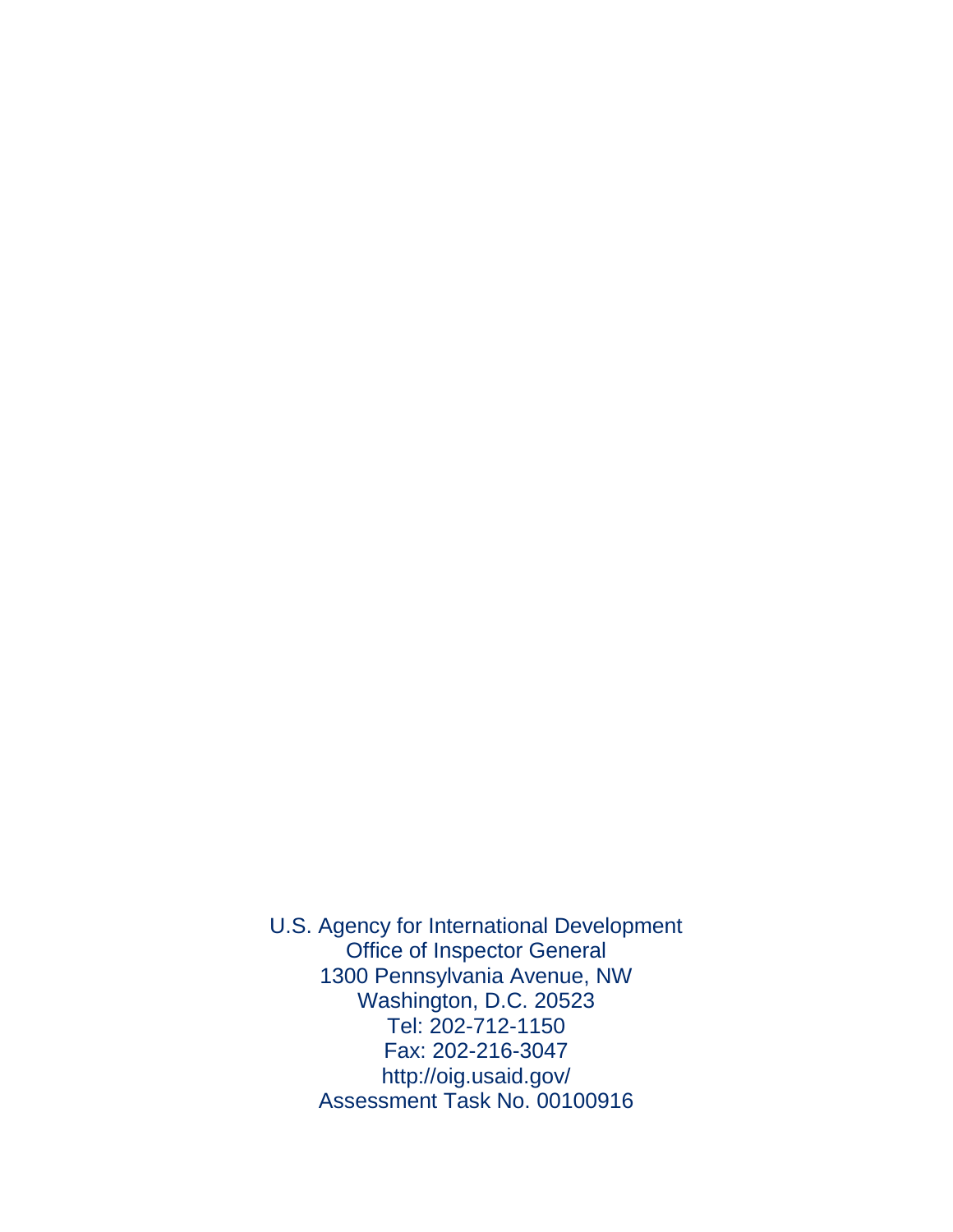U.S. Agency for International Development
Office of Inspector General
1300 Pennsylvania Avenue, NW
Washington, D.C. 20523
Tel: 202-712-1150
Fax: 202-216-3047
http://oig.usaid.gov/
Assessment Task No. 00100916